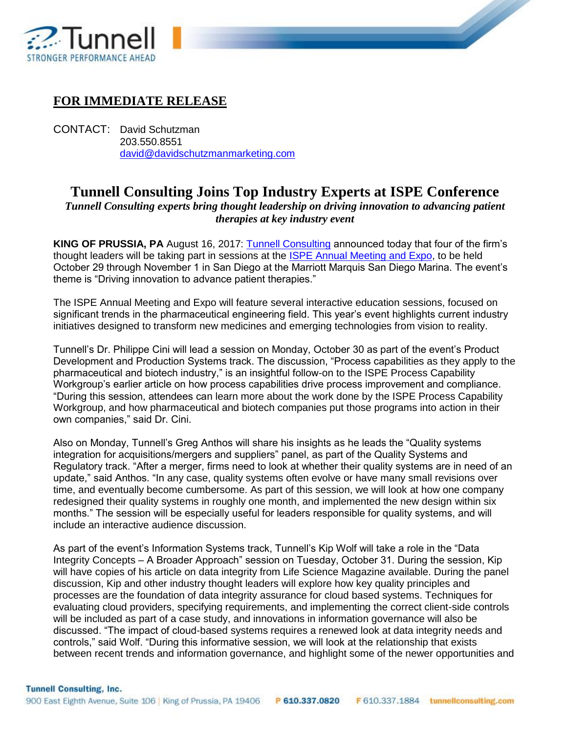## FOR IMMEDIATE RELEASE

CONTACT: David Schutzman
203.550.8551
david@davidschutzmanmarketing.com

# Tunnell Consulting Joins Top Industry Experts at ISPE Conference

***Tunnell Consulting experts bring thought leadership on driving innovation to advancing patient therapies at key industry event***

**KING OF PRUSSIA, PA** August 16, 2017: Tunnell Consulting announced today that four of the firm's thought leaders will be taking part in sessions at the ISPE Annual Meeting and Expo, to be held October 29 through November 1 in San Diego at the Marriott Marquis San Diego Marina. The event's theme is "Driving innovation to advance patient therapies."

The ISPE Annual Meeting and Expo will feature several interactive education sessions, focused on significant trends in the pharmaceutical engineering field. This year's event highlights current industry initiatives designed to transform new medicines and emerging technologies from vision to reality.

Tunnell's Dr. Philippe Cini will lead a session on Monday, October 30 as part of the event's Product Development and Production Systems track. The discussion, "Process capabilities as they apply to the pharmaceutical and biotech industry," is an insightful follow-on to the ISPE Process Capability Workgroup's earlier article on how process capabilities drive process improvement and compliance. "During this session, attendees can learn more about the work done by the ISPE Process Capability Workgroup, and how pharmaceutical and biotech companies put those programs into action in their own companies," said Dr. Cini.

Also on Monday, Tunnell's Greg Anthos will share his insights as he leads the "Quality systems integration for acquisitions/mergers and suppliers" panel, as part of the Quality Systems and Regulatory track. "After a merger, firms need to look at whether their quality systems are in need of an update," said Anthos. "In any case, quality systems often evolve or have many small revisions over time, and eventually become cumbersome. As part of this session, we will look at how one company redesigned their quality systems in roughly one month, and implemented the new design within six months." The session will be especially useful for leaders responsible for quality systems, and will include an interactive audience discussion.

As part of the event's Information Systems track, Tunnell's Kip Wolf will take a role in the "Data Integrity Concepts – A Broader Approach" session on Tuesday, October 31. During the session, Kip will have copies of his article on data integrity from Life Science Magazine available. During the panel discussion, Kip and other industry thought leaders will explore how key quality principles and processes are the foundation of data integrity assurance for cloud based systems. Techniques for evaluating cloud providers, specifying requirements, and implementing the correct client-side controls will be included as part of a case study, and innovations in information governance will also be discussed. "The impact of cloud-based systems requires a renewed look at data integrity needs and controls," said Wolf. "During this informative session, we will look at the relationship that exists between recent trends and information governance, and highlight some of the newer opportunities and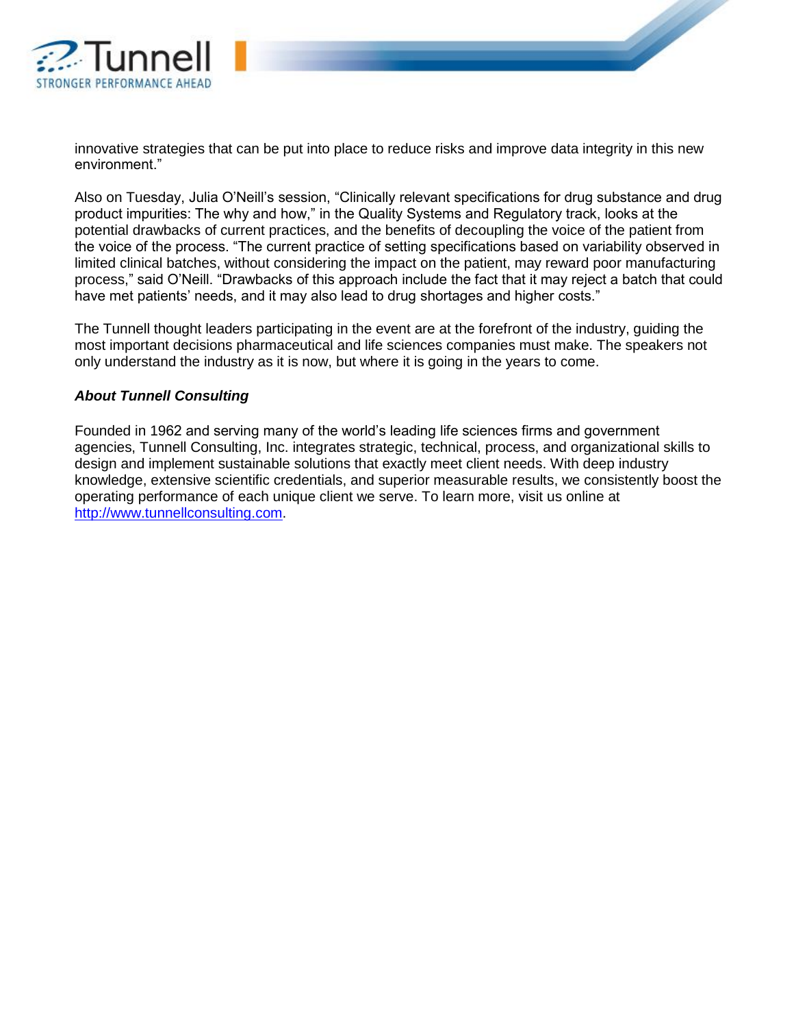innovative strategies that can be put into place to reduce risks and improve data integrity in this new environment."

Also on Tuesday, Julia O'Neill's session, "Clinically relevant specifications for drug substance and drug product impurities: The why and how," in the Quality Systems and Regulatory track, looks at the potential drawbacks of current practices, and the benefits of decoupling the voice of the patient from the voice of the process. "The current practice of setting specifications based on variability observed in limited clinical batches, without considering the impact on the patient, may reward poor manufacturing process," said O'Neill. "Drawbacks of this approach include the fact that it may reject a batch that could have met patients' needs, and it may also lead to drug shortages and higher costs."

The Tunnell thought leaders participating in the event are at the forefront of the industry, guiding the most important decisions pharmaceutical and life sciences companies must make. The speakers not only understand the industry as it is now, but where it is going in the years to come.

***About Tunnell Consulting***

Founded in 1962 and serving many of the world's leading life sciences firms and government agencies, Tunnell Consulting, Inc. integrates strategic, technical, process, and organizational skills to design and implement sustainable solutions that exactly meet client needs. With deep industry knowledge, extensive scientific credentials, and superior measurable results, we consistently boost the operating performance of each unique client we serve. To learn more, visit us online at [http://www.tunnellconsulting.com](http://www.tunnellconsulting.com).